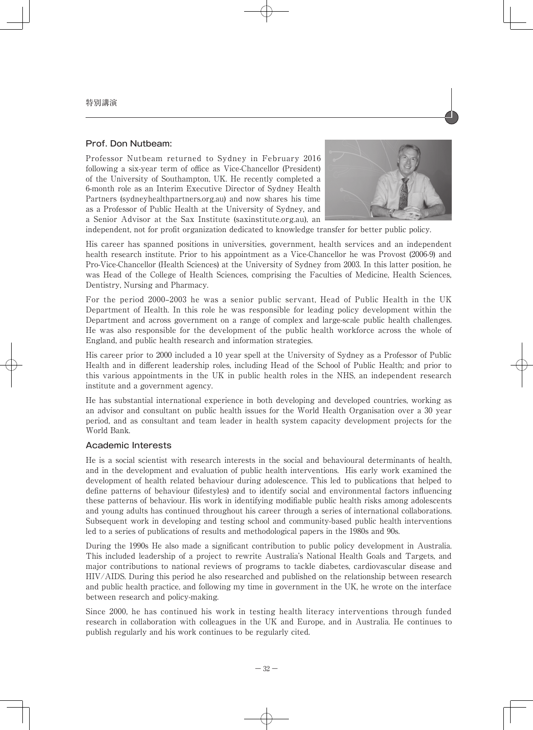特別講演

## Prof. Don Nutbeam:

Professor Nutbeam returned to Sydney in February 2016 following a six-year term of office as Vice-Chancellor (President) of the University of Southampton, UK. He recently completed a 6-month role as an Interim Executive Director of Sydney Health Partners (sydneyhealthpartners.org.au) and now shares his time as a Professor of Public Health at the University of Sydney, and a Senior Advisor at the Sax Institute (saxinstitute.org.au), an independent, not for profit organization dedicated to knowledge transfer for better public policy.

His career has spanned positions in universities, government, health services and an independent health research institute. Prior to his appointment as a Vice-Chancellor he was Provost (2006-9) and Pro-Vice-Chancellor (Health Sciences) at the University of Sydney from 2003. In this latter position, he was Head of the College of Health Sciences, comprising the Faculties of Medicine, Health Sciences, Dentistry, Nursing and Pharmacy.

For the period 2000–2003 he was a senior public servant, Head of Public Health in the UK Department of Health. In this role he was responsible for leading policy development within the Department and across government on a range of complex and large-scale public health challenges. He was also responsible for the development of the public health workforce across the whole of England, and public health research and information strategies.

His career prior to 2000 included a 10 year spell at the University of Sydney as a Professor of Public Health and in different leadership roles, including Head of the School of Public Health; and prior to this various appointments in the UK in public health roles in the NHS, an independent research institute and a government agency.

He has substantial international experience in both developing and developed countries, working as an advisor and consultant on public health issues for the World Health Organisation over a 30 year period, and as consultant and team leader in health system capacity development projects for the World Bank.

## Academic Interests

He is a social scientist with research interests in the social and behavioural determinants of health, and in the development and evaluation of public health interventions. His early work examined the development of health related behaviour during adolescence. This led to publications that helped to define patterns of behaviour (lifestyles) and to identify social and environmental factors influencing these patterns of behaviour. His work in identifying modifiable public health risks among adolescents and young adults has continued throughout his career through a series of international collaborations. Subsequent work in developing and testing school and community-based public health interventions led to a series of publications of results and methodological papers in the 1980s and 90s.

During the 1990s He also made a significant contribution to public policy development in Australia. This included leadership of a project to rewrite Australia's National Health Goals and Targets, and major contributions to national reviews of programs to tackle diabetes, cardiovascular disease and HIV/AIDS. During this period he also researched and published on the relationship between research and public health practice, and following my time in government in the UK, he wrote on the interface between research and policy-making.

Since 2000, he has continued his work in testing health literacy interventions through funded research in collaboration with colleagues in the UK and Europe, and in Australia. He continues to publish regularly and his work continues to be regularly cited.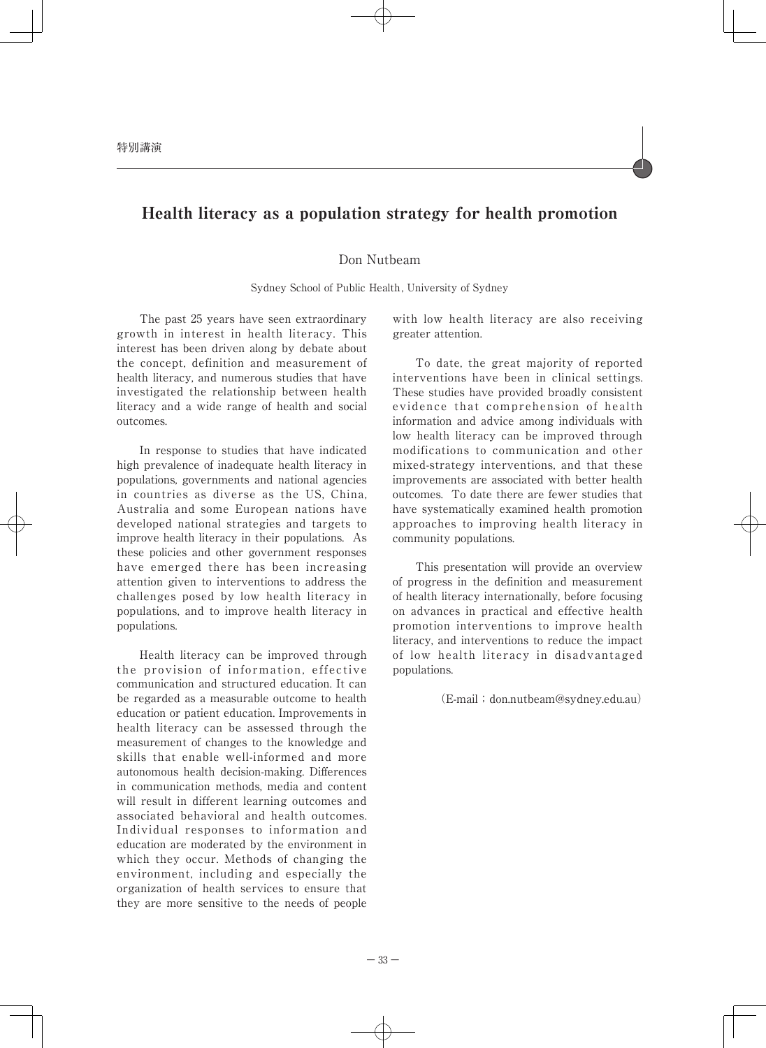特別講演

# Health literacy as a population strategy for health promotion

Don Nutbeam

Sydney School of Public Health, University of Sydney

The past 25 years have seen extraordinary growth in interest in health literacy. This interest has been driven along by debate about the concept, definition and measurement of health literacy, and numerous studies that have investigated the relationship between health literacy and a wide range of health and social outcomes.

In response to studies that have indicated high prevalence of inadequate health literacy in populations, governments and national agencies in countries as diverse as the US, China, Australia and some European nations have developed national strategies and targets to improve health literacy in their populations. As these policies and other government responses have emerged there has been increasing attention given to interventions to address the challenges posed by low health literacy in populations, and to improve health literacy in populations.

Health literacy can be improved through the provision of information, effective communication and structured education. It can be regarded as a measurable outcome to health education or patient education. Improvements in health literacy can be assessed through the measurement of changes to the knowledge and skills that enable well-informed and more autonomous health decision-making. Differences in communication methods, media and content will result in different learning outcomes and associated behavioral and health outcomes. Individual responses to information and education are moderated by the environment in which they occur. Methods of changing the environment, including and especially the organization of health services to ensure that they are more sensitive to the needs of people with low health literacy are also receiving greater attention.

To date, the great majority of reported interventions have been in clinical settings. These studies have provided broadly consistent evidence that comprehension of health information and advice among individuals with low health literacy can be improved through modifications to communication and other mixed-strategy interventions, and that these improvements are associated with better health outcomes. To date there are fewer studies that have systematically examined health promotion approaches to improving health literacy in community populations.

This presentation will provide an overview of progress in the definition and measurement of health literacy internationally, before focusing on advances in practical and effective health promotion interventions to improve health literacy, and interventions to reduce the impact of low health literacy in disadvantaged populations.

（E-mail；don.nutbeam@sydney.edu.au）